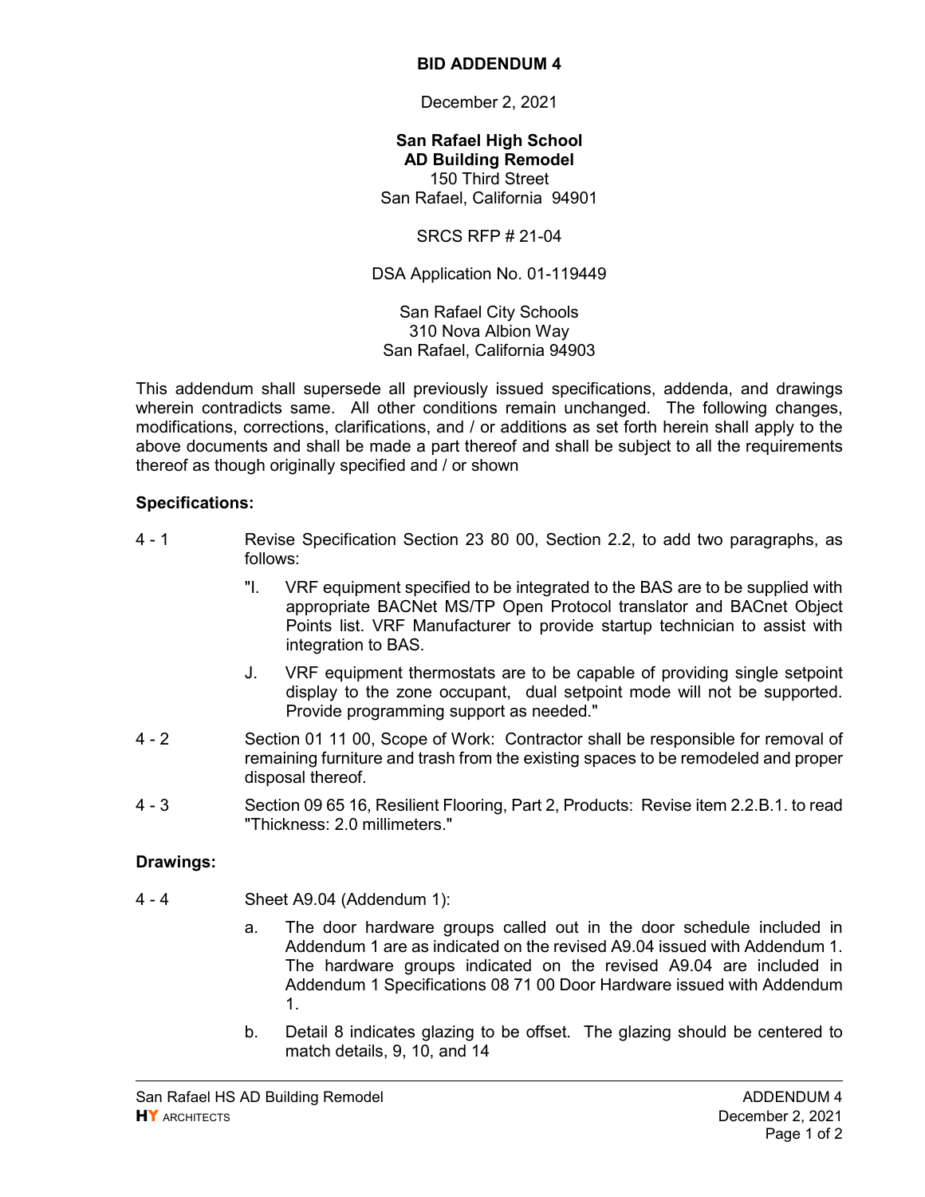# BID ADDENDUM 4

December 2, 2021

**San Rafael High School**
**AD Building Remodel**
150 Third Street
San Rafael, California 94901

SRCS RFP # 21-04

DSA Application No. 01-119449

San Rafael City Schools
310 Nova Albion Way
San Rafael, California 94903

This addendum shall supersede all previously issued specifications, addenda, and drawings wherein contradicts same. All other conditions remain unchanged. The following changes, modifications, corrections, clarifications, and / or additions as set forth herein shall apply to the above documents and shall be made a part thereof and shall be subject to all the requirements thereof as though originally specified and / or shown

## Specifications:

4 - 1 Revise Specification Section 23 80 00, Section 2.2, to add two paragraphs, as follows:

"I. VRF equipment specified to be integrated to the BAS are to be supplied with appropriate BACNet MS/TP Open Protocol translator and BACnet Object Points list. VRF Manufacturer to provide startup technician to assist with integration to BAS.

J. VRF equipment thermostats are to be capable of providing single setpoint display to the zone occupant, dual setpoint mode will not be supported. Provide programming support as needed."

4 - 2 Section 01 11 00, Scope of Work: Contractor shall be responsible for removal of remaining furniture and trash from the existing spaces to be remodeled and proper disposal thereof.

4 - 3 Section 09 65 16, Resilient Flooring, Part 2, Products: Revise item 2.2.B.1. to read "Thickness: 2.0 millimeters."

## Drawings:

4 - 4 Sheet A9.04 (Addendum 1):

a. The door hardware groups called out in the door schedule included in Addendum 1 are as indicated on the revised A9.04 issued with Addendum 1. The hardware groups indicated on the revised A9.04 are included in Addendum 1 Specifications 08 71 00 Door Hardware issued with Addendum 1.

b. Detail 8 indicates glazing to be offset. The glazing should be centered to match details, 9, 10, and 14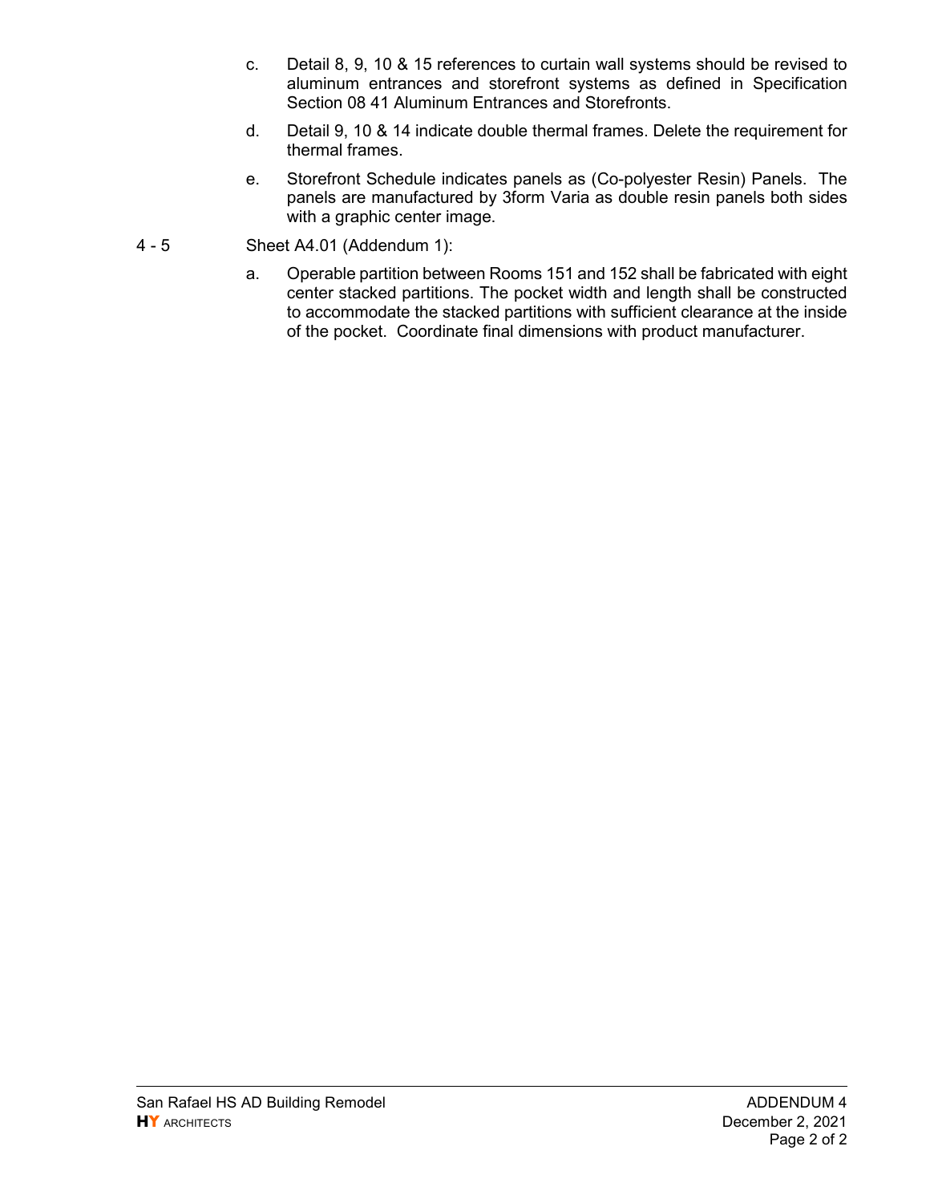c. Detail 8, 9, 10 & 15 references to curtain wall systems should be revised to aluminum entrances and storefront systems as defined in Specification Section 08 41 Aluminum Entrances and Storefronts.

d. Detail 9, 10 & 14 indicate double thermal frames. Delete the requirement for thermal frames.

e. Storefront Schedule indicates panels as (Co-polyester Resin) Panels. The panels are manufactured by 3form Varia as double resin panels both sides with a graphic center image.

4 - 5 Sheet A4.01 (Addendum 1):

a. Operable partition between Rooms 151 and 152 shall be fabricated with eight center stacked partitions. The pocket width and length shall be constructed to accommodate the stacked partitions with sufficient clearance at the inside of the pocket. Coordinate final dimensions with product manufacturer.